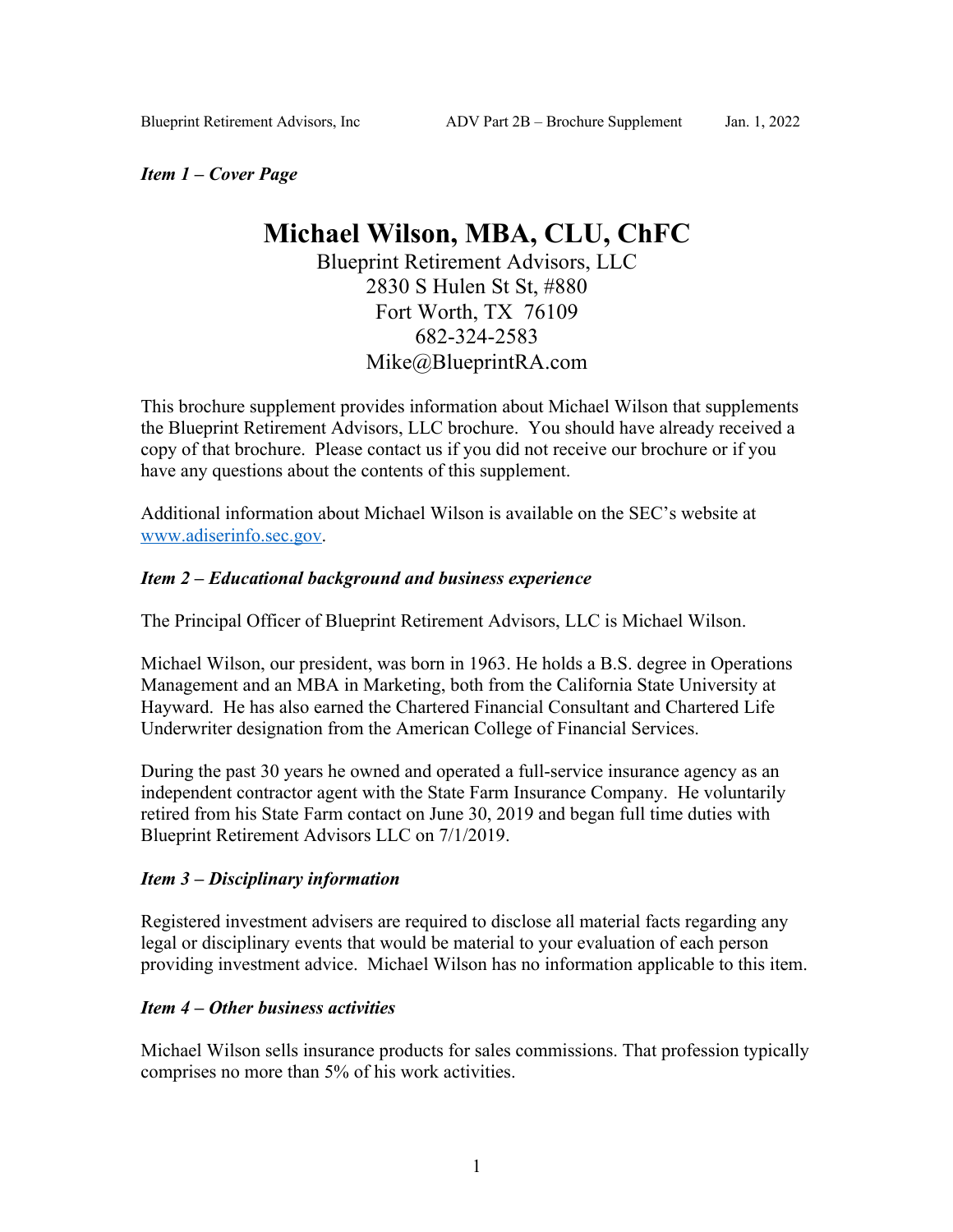*Item 1 – Cover Page*

# Michael Wilson, MBA, CLU, ChFC

Blueprint Retirement Advisors, LLC
2830 S Hulen St St, #880
Fort Worth, TX 76109
682-324-2583
Mike@BlueprintRA.com

This brochure supplement provides information about Michael Wilson that supplements the Blueprint Retirement Advisors, LLC brochure. You should have already received a copy of that brochure. Please contact us if you did not receive our brochure or if you have any questions about the contents of this supplement.

Additional information about Michael Wilson is available on the SEC's website at www.adiserinfo.sec.gov.

### *Item 2 – Educational background and business experience*

The Principal Officer of Blueprint Retirement Advisors, LLC is Michael Wilson.

Michael Wilson, our president, was born in 1963. He holds a B.S. degree in Operations Management and an MBA in Marketing, both from the California State University at Hayward. He has also earned the Chartered Financial Consultant and Chartered Life Underwriter designation from the American College of Financial Services.

During the past 30 years he owned and operated a full-service insurance agency as an independent contractor agent with the State Farm Insurance Company. He voluntarily retired from his State Farm contact on June 30, 2019 and began full time duties with Blueprint Retirement Advisors LLC on 7/1/2019.

### *Item 3 – Disciplinary information*

Registered investment advisers are required to disclose all material facts regarding any legal or disciplinary events that would be material to your evaluation of each person providing investment advice. Michael Wilson has no information applicable to this item.

### *Item 4 – Other business activities*

Michael Wilson sells insurance products for sales commissions. That profession typically comprises no more than 5% of his work activities.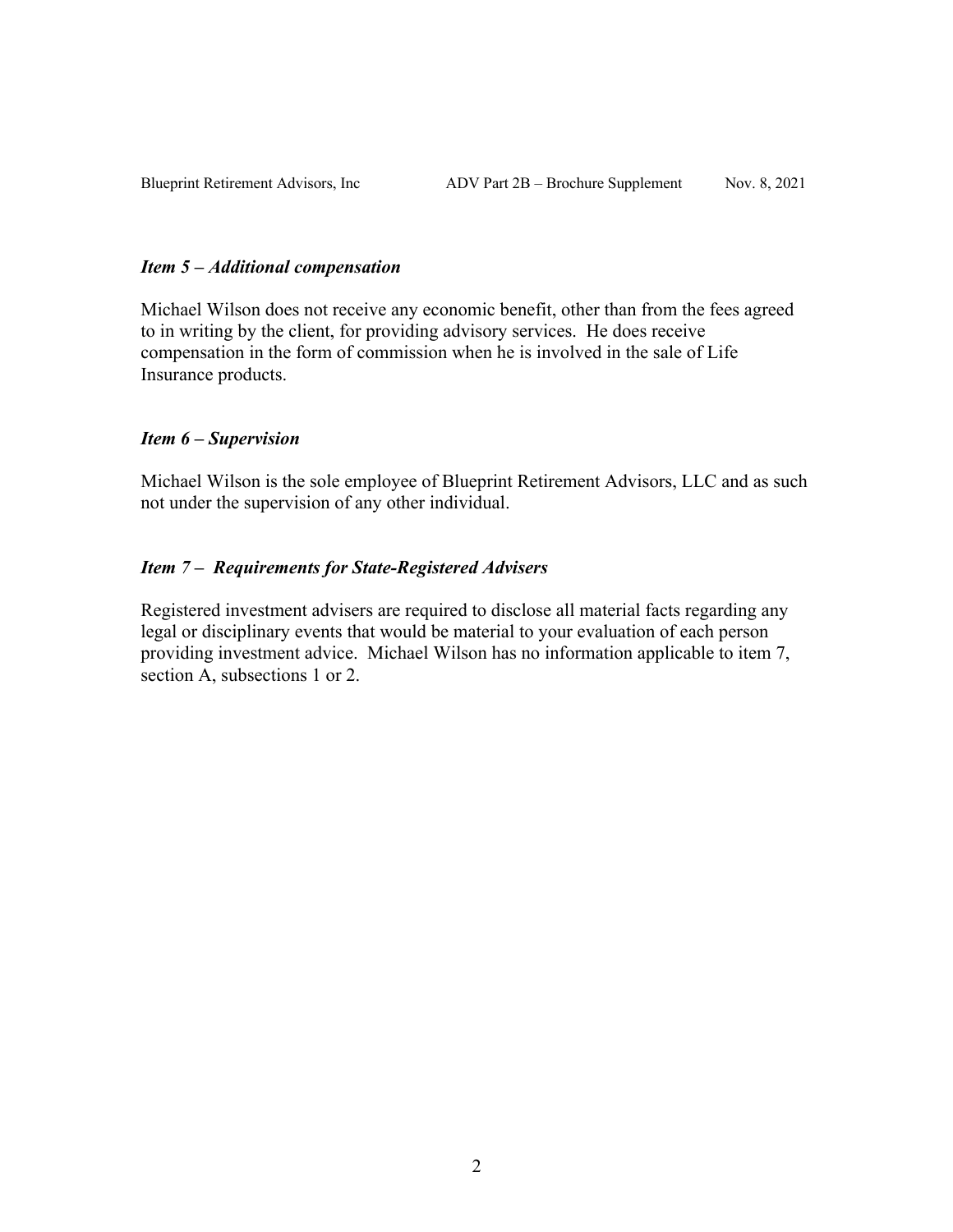### *Item 5 – Additional compensation*

Michael Wilson does not receive any economic benefit, other than from the fees agreed to in writing by the client, for providing advisory services. He does receive compensation in the form of commission when he is involved in the sale of Life Insurance products.

### *Item 6 – Supervision*

Michael Wilson is the sole employee of Blueprint Retirement Advisors, LLC and as such not under the supervision of any other individual.

### *Item 7 – Requirements for State-Registered Advisers*

Registered investment advisers are required to disclose all material facts regarding any legal or disciplinary events that would be material to your evaluation of each person providing investment advice. Michael Wilson has no information applicable to item 7, section A, subsections 1 or 2.